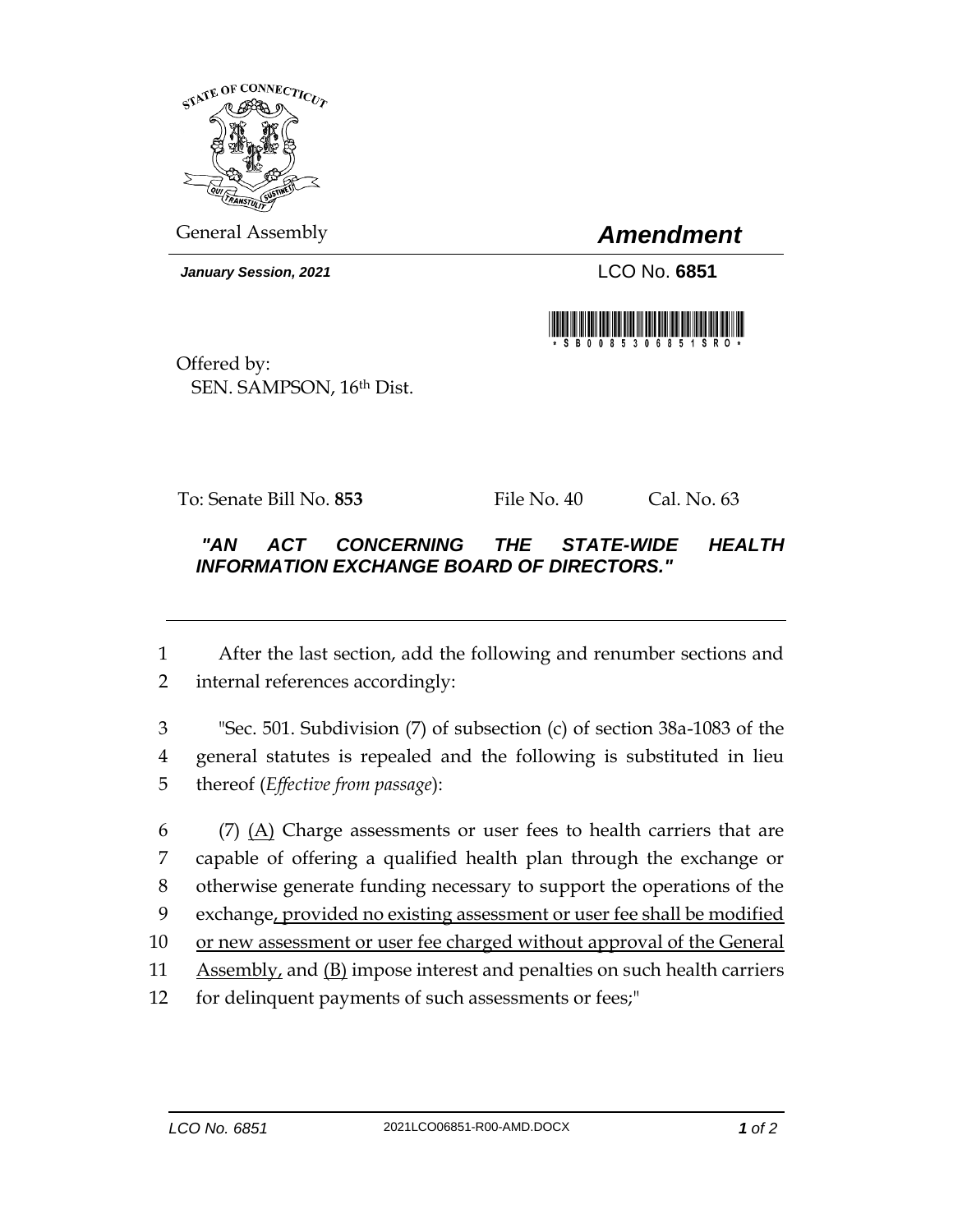General Assembly

# *Amendment*

***January Session, 2021***

LCO No. **6851**

\* S B 0 0 8 5 3 0 6 8 5 1 S R O \*

Offered by:
SEN. SAMPSON, 16th Dist.

To: Senate Bill No. **853** File No. 40 Cal. No. 63

***"AN ACT CONCERNING THE STATE-WIDE HEALTH INFORMATION EXCHANGE BOARD OF DIRECTORS."***

---

1 After the last section, add the following and renumber sections and
2 internal references accordingly:

3 "Sec. 501. Subdivision (7) of subsection (c) of section 38a-1083 of the
4 general statutes is repealed and the following is substituted in lieu
5 thereof (*Effective from passage*):

6 (7) <u>(A)</u> Charge assessments or user fees to health carriers that are
7 capable of offering a qualified health plan through the exchange or
8 otherwise generate funding necessary to support the operations of the
9 exchange<u>, provided no existing assessment or user fee shall be modified</u>
10 <u>or new assessment or user fee charged without approval of the General</u>
11 <u>Assembly,</u> and <u>(B)</u> impose interest and penalties on such health carriers
12 for delinquent payments of such assessments or fees;"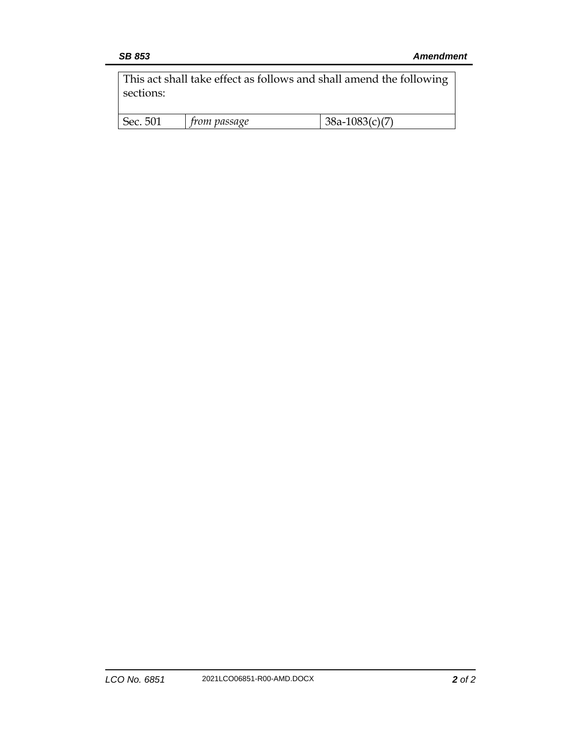| This act shall take effect as follows and shall amend the following sections: | | |
| --- | --- | --- |
| Sec. 501 | *from passage* | 38a-1083(c)(7) |